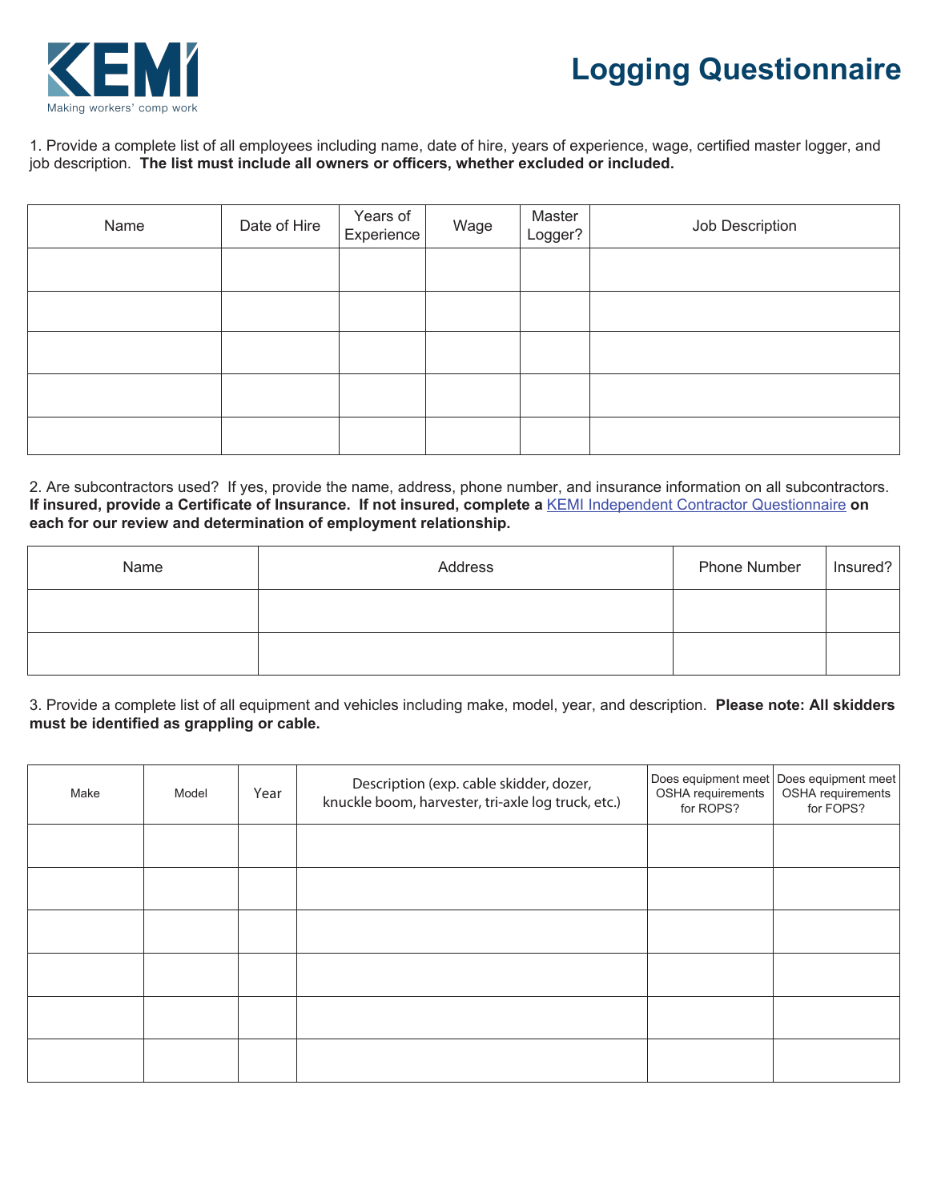KEMI
Making workers' comp work

# Logging Questionnaire

1. Provide a complete list of all employees including name, date of hire, years of experience, wage, certified master logger, and job description. **The list must include all owners or officers, whether excluded or included.**

| Name | Date of Hire | Years of Experience | Wage | Master Logger? | Job Description |
|---|---|---|---|---|---|
| | | | | | |
| | | | | | |
| | | | | | |
| | | | | | |
| | | | | | |

2. Are subcontractors used? If yes, provide the name, address, phone number, and insurance information on all subcontractors. **If insured, provide a Certificate of Insurance. If not insured, complete a** [KEMI Independent Contractor Questionnaire](KEMI Independent Contractor Questionnaire) **on each for our review and determination of employment relationship.**

| Name | Address | Phone Number | Insured? |
|---|---|---|---|
| | | | |
| | | | |

3. Provide a complete list of all equipment and vehicles including make, model, year, and description. **Please note: All skidders must be identified as grappling or cable.**

| Make | Model | Year | Description (exp. cable skidder, dozer, knuckle boom, harvester, tri-axle log truck, etc.) | Does equipment meet OSHA requirements for ROPS? | Does equipment meet OSHA requirements for FOPS? |
|---|---|---|---|---|---|
| | | | | | |
| | | | | | |
| | | | | | |
| | | | | | |
| | | | | | |
| | | | | | |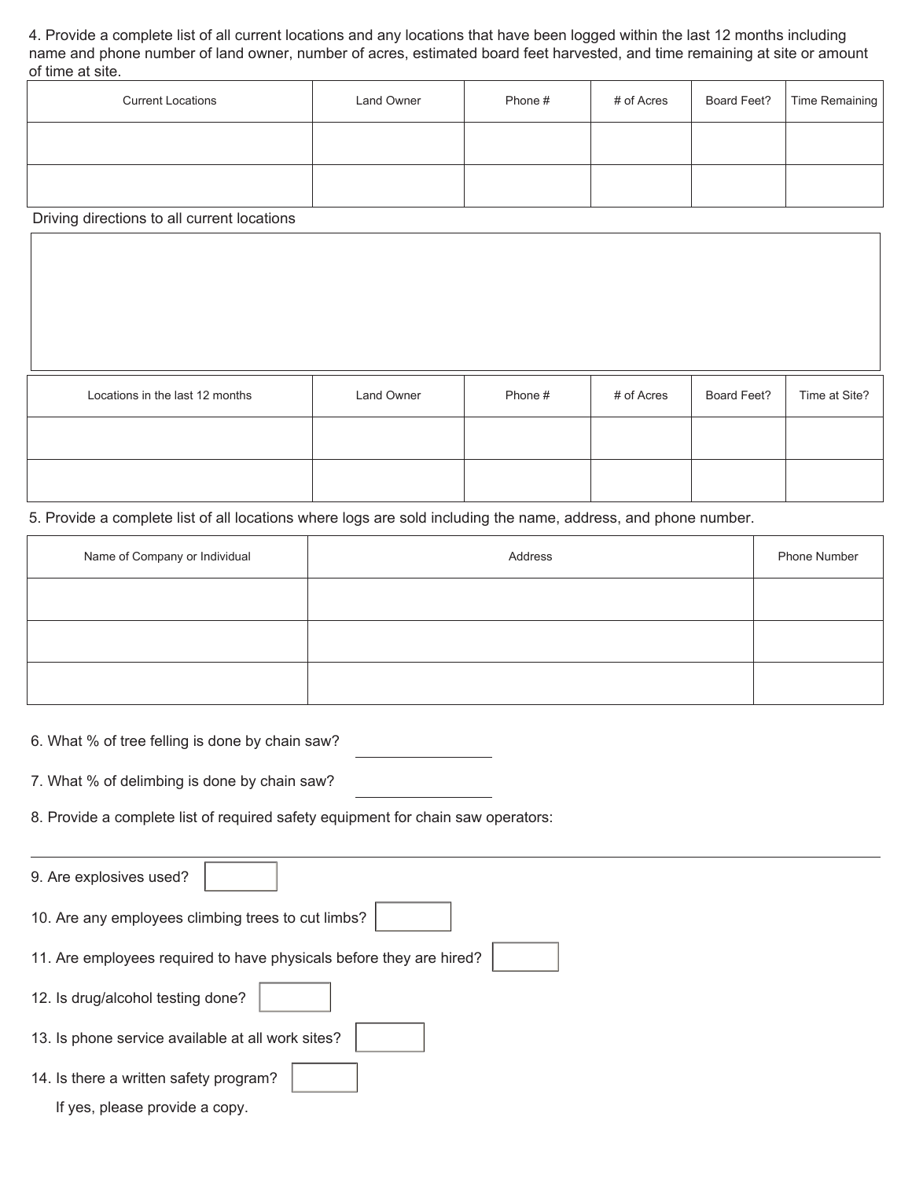4. Provide a complete list of all current locations and any locations that have been logged within the last 12 months including name and phone number of land owner, number of acres, estimated board feet harvested, and time remaining at site or amount of time at site.

| Current Locations | Land Owner | Phone # | # of Acres | Board Feet? | Time Remaining |
| --- | --- | --- | --- | --- | --- |
| | | | | | |
| | | | | | |

Driving directions to all current locations

| Locations in the last 12 months | Land Owner | Phone # | # of Acres | Board Feet? | Time at Site? |
| --- | --- | --- | --- | --- | --- |
| | | | | | |
| | | | | | |

5. Provide a complete list of all locations where logs are sold including the name, address, and phone number.

| Name of Company or Individual | Address | Phone Number |
| --- | --- | --- |
| | | |
| | | |
| | | |

6. What % of tree felling is done by chain saw? ____________

7. What % of delimbing is done by chain saw? ____________

8. Provide a complete list of required safety equipment for chain saw operators:

9. Are explosives used?

10. Are any employees climbing trees to cut limbs?

11. Are employees required to have physicals before they are hired?

12. Is drug/alcohol testing done?

13. Is phone service available at all work sites?

14. Is there a written safety program?

If yes, please provide a copy.